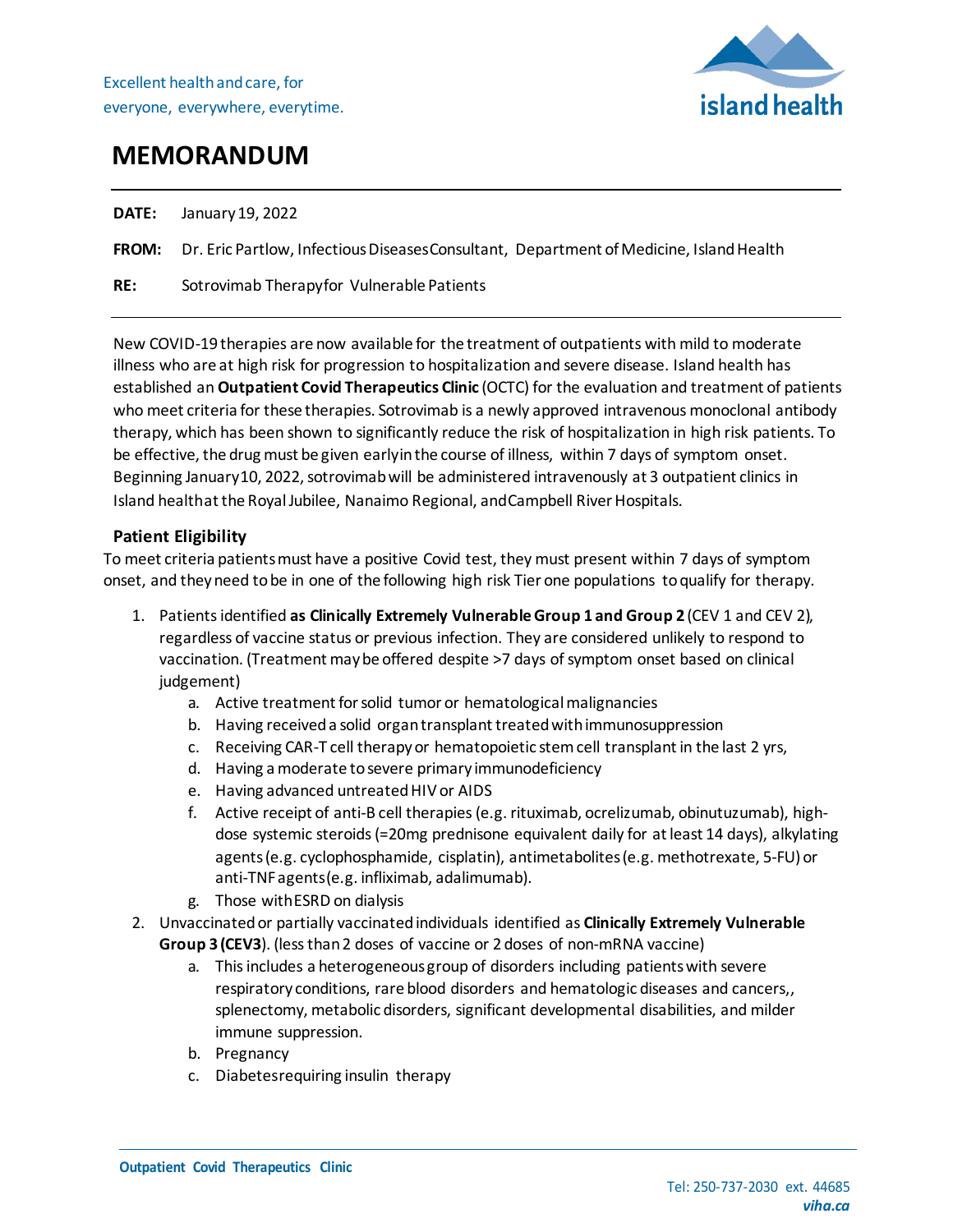Excellent health and care, for everyone, everywhere, everytime.

# MEMORANDUM

**DATE:** January 19, 2022

**FROM:** Dr. Eric Partlow, Infectious Diseases Consultant, Department of Medicine, Island Health

**RE:** Sotrovimab Therapy for Vulnerable Patients

---

New COVID-19 therapies are now available for the treatment of outpatients with mild to moderate illness who are at high risk for progression to hospitalization and severe disease. Island health has established an **Outpatient Covid Therapeutics Clinic** (OCTC) for the evaluation and treatment of patients who meet criteria for these therapies. Sotrovimab is a newly approved intravenous monoclonal antibody therapy, which has been shown to significantly reduce the risk of hospitalization in high risk patients. To be effective, the drug must be given early in the course of illness, within 7 days of symptom onset. Beginning January 10, 2022, sotrovimab will be administered intravenously at 3 outpatient clinics in Island health at the Royal Jubilee, Nanaimo Regional, and Campbell River Hospitals.

## Patient Eligibility

To meet criteria patients must have a positive Covid test, they must present within 7 days of symptom onset, and they need to be in one of the following high risk Tier one populations to qualify for therapy.

1. Patients identified **as Clinically Extremely Vulnerable Group 1 and Group 2** (CEV 1 and CEV 2), regardless of vaccine status or previous infection. They are considered unlikely to respond to vaccination. (Treatment may be offered despite >7 days of symptom onset based on clinical judgement)
   a. Active treatment for solid tumor or hematological malignancies
   b. Having received a solid organ transplant treated with immunosuppression
   c. Receiving CAR-T cell therapy or hematopoietic stem cell transplant in the last 2 yrs,
   d. Having a moderate to severe primary immunodeficiency
   e. Having advanced untreated HIV or AIDS
   f. Active receipt of anti-B cell therapies (e.g. rituximab, ocrelizumab, obinutuzumab), high-dose systemic steroids (=20mg prednisone equivalent daily for at least 14 days), alkylating agents (e.g. cyclophosphamide, cisplatin), antimetabolites (e.g. methotrexate, 5-FU) or anti-TNF agents (e.g. infliximab, adalimumab).
   g. Those with ESRD on dialysis
2. Unvaccinated or partially vaccinated individuals identified as **Clinically Extremely Vulnerable Group 3 (CEV3)**. (less than 2 doses of vaccine or 2 doses of non-mRNA vaccine)
   a. This includes a heterogeneous group of disorders including patients with severe respiratory conditions, rare blood disorders and hematologic diseases and cancers,, splenectomy, metabolic disorders, significant developmental disabilities, and milder immune suppression.
   b. Pregnancy
   c. Diabetes requiring insulin therapy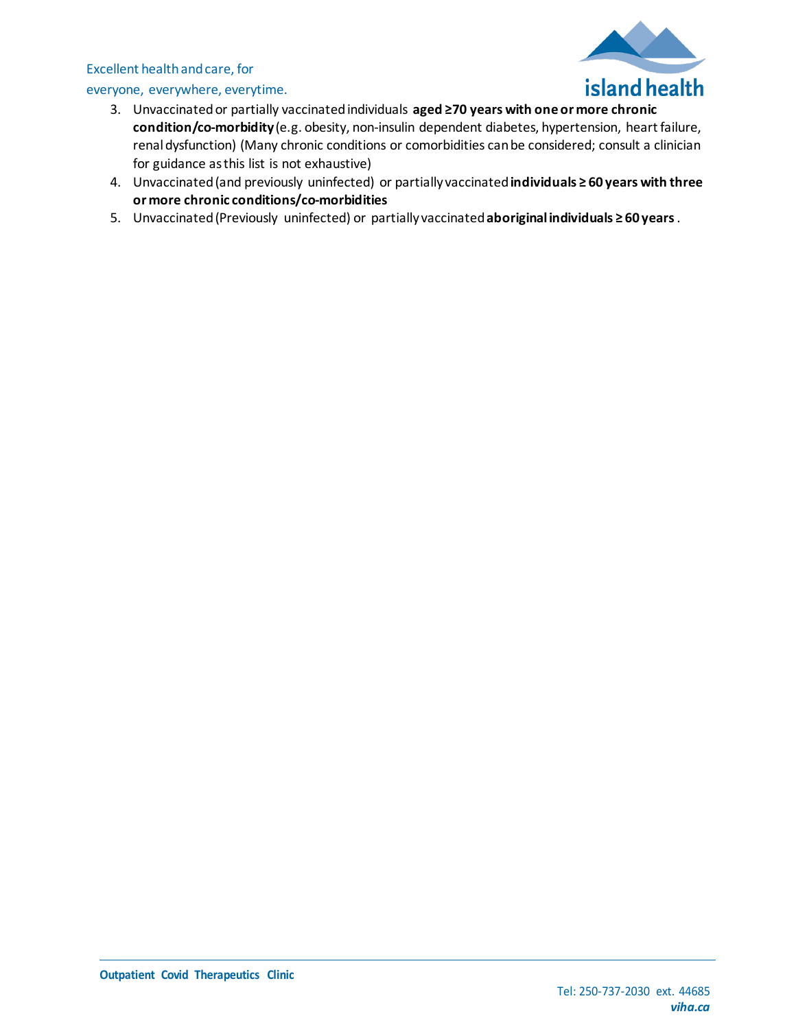3. Unvaccinated or partially vaccinated individuals **aged ≥70 years with one or more chronic condition/co-morbidity** (e.g. obesity, non-insulin dependent diabetes, hypertension, heart failure, renal dysfunction) (Many chronic conditions or comorbidities can be considered; consult a clinician for guidance as this list is not exhaustive)
4. Unvaccinated (and previously uninfected) or partially vaccinated **individuals ≥ 60 years with three or more chronic conditions/co-morbidities**
5. Unvaccinated (Previously uninfected) or partially vaccinated **aboriginal individuals ≥ 60 years**.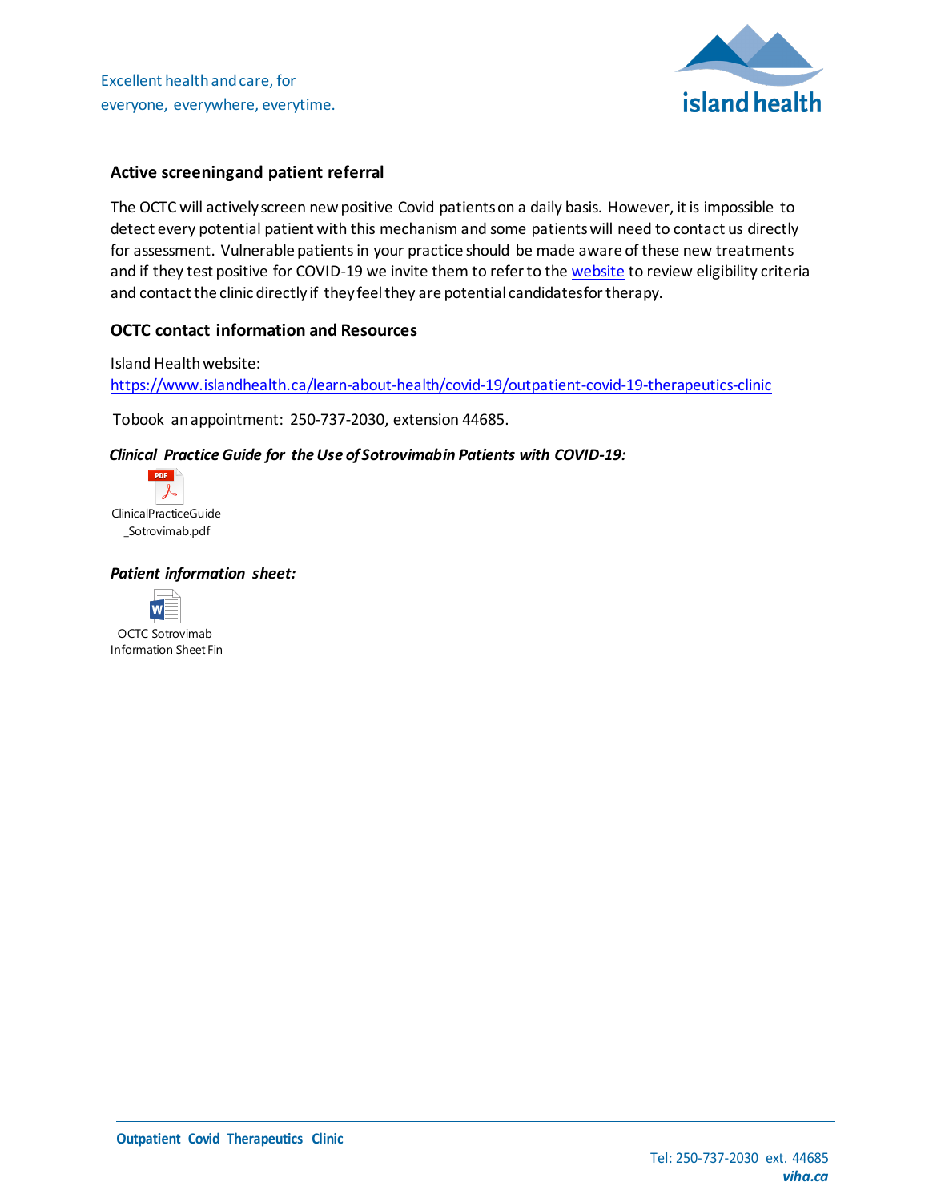## Active screening and patient referral

The OCTC will actively screen new positive Covid patients on a daily basis. However, it is impossible to detect every potential patient with this mechanism and some patients will need to contact us directly for assessment. Vulnerable patients in your practice should be made aware of these new treatments and if they test positive for COVID-19 we invite them to refer to the website to review eligibility criteria and contact the clinic directly if they feel they are potential candidates for therapy.

## OCTC contact information and Resources

Island Health website:
https://www.islandhealth.ca/learn-about-health/covid-19/outpatient-covid-19-therapeutics-clinic

To book an appointment: 250-737-2030, extension 44685.

***Clinical Practice Guide for the Use of Sotrovimab in Patients with COVID-19:***

ClinicalPracticeGuide_Sotrovimab.pdf

***Patient information sheet:***

OCTC Sotrovimab Information Sheet Fin